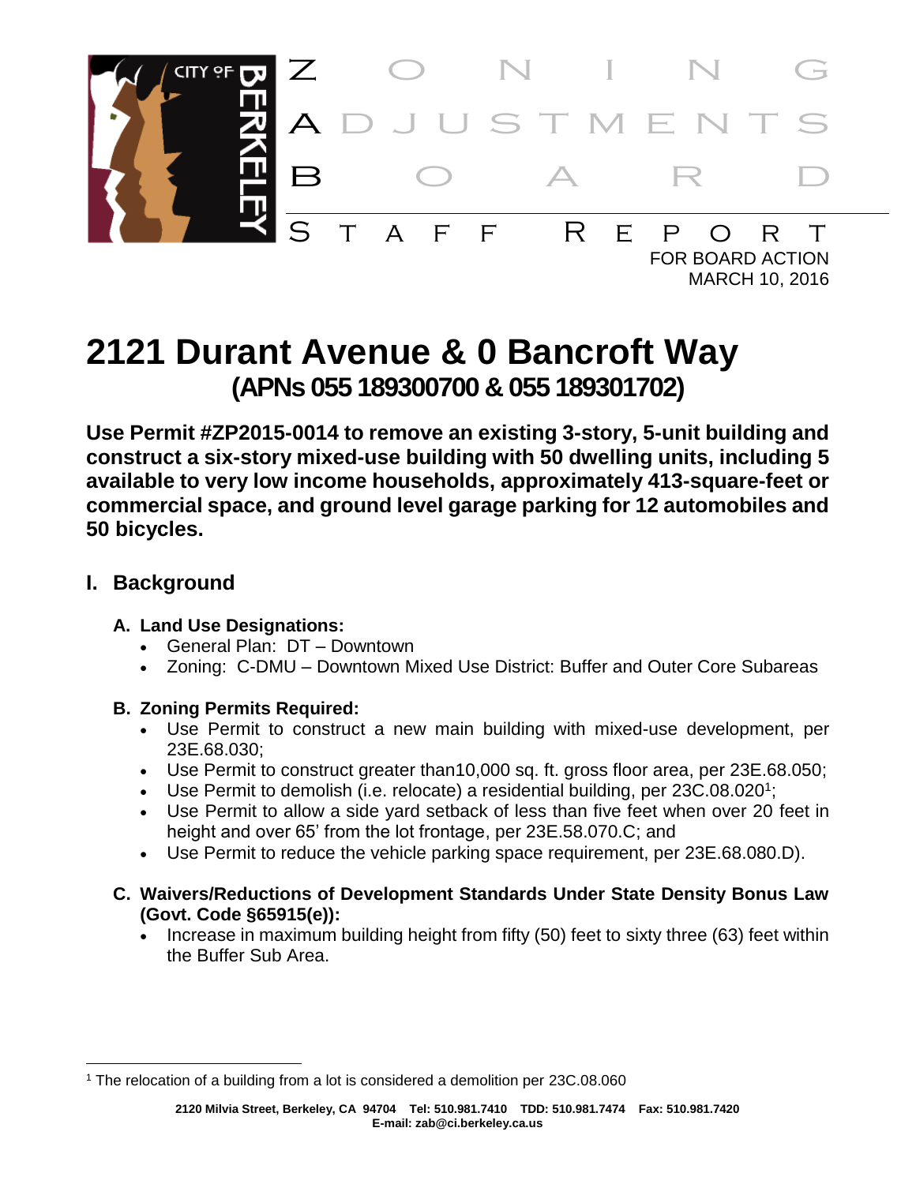ZONING ADJUSTMENTS BOARD

STAFF REPORT

FOR BOARD ACTION
MARCH 10, 2016

# 2121 Durant Avenue & 0 Bancroft Way

## (APNs 055 189300700 & 055 189301702)

**Use Permit #ZP2015-0014 to remove an existing 3-story, 5-unit building and construct a six-story mixed-use building with 50 dwelling units, including 5 available to very low income households, approximately 413-square-feet or commercial space, and ground level garage parking for 12 automobiles and 50 bicycles.**

## I. Background

### A. Land Use Designations:

- General Plan: DT – Downtown
- Zoning: C-DMU – Downtown Mixed Use District: Buffer and Outer Core Subareas

### B. Zoning Permits Required:

- Use Permit to construct a new main building with mixed-use development, per 23E.68.030;
- Use Permit to construct greater than10,000 sq. ft. gross floor area, per 23E.68.050;
- Use Permit to demolish (i.e. relocate) a residential building, per 23C.08.020[1];
- Use Permit to allow a side yard setback of less than five feet when over 20 feet in height and over 65' from the lot frontage, per 23E.58.070.C; and
- Use Permit to reduce the vehicle parking space requirement, per 23E.68.080.D).

### C. Waivers/Reductions of Development Standards Under State Density Bonus Law (Govt. Code §65915(e)):

- Increase in maximum building height from fifty (50) feet to sixty three (63) feet within the Buffer Sub Area.

[1] The relocation of a building from a lot is considered a demolition per 23C.08.060

2120 Milvia Street, Berkeley, CA 94704 Tel: 510.981.7410 TDD: 510.981.7474 Fax: 510.981.7420
E-mail: zab@ci.berkeley.ca.us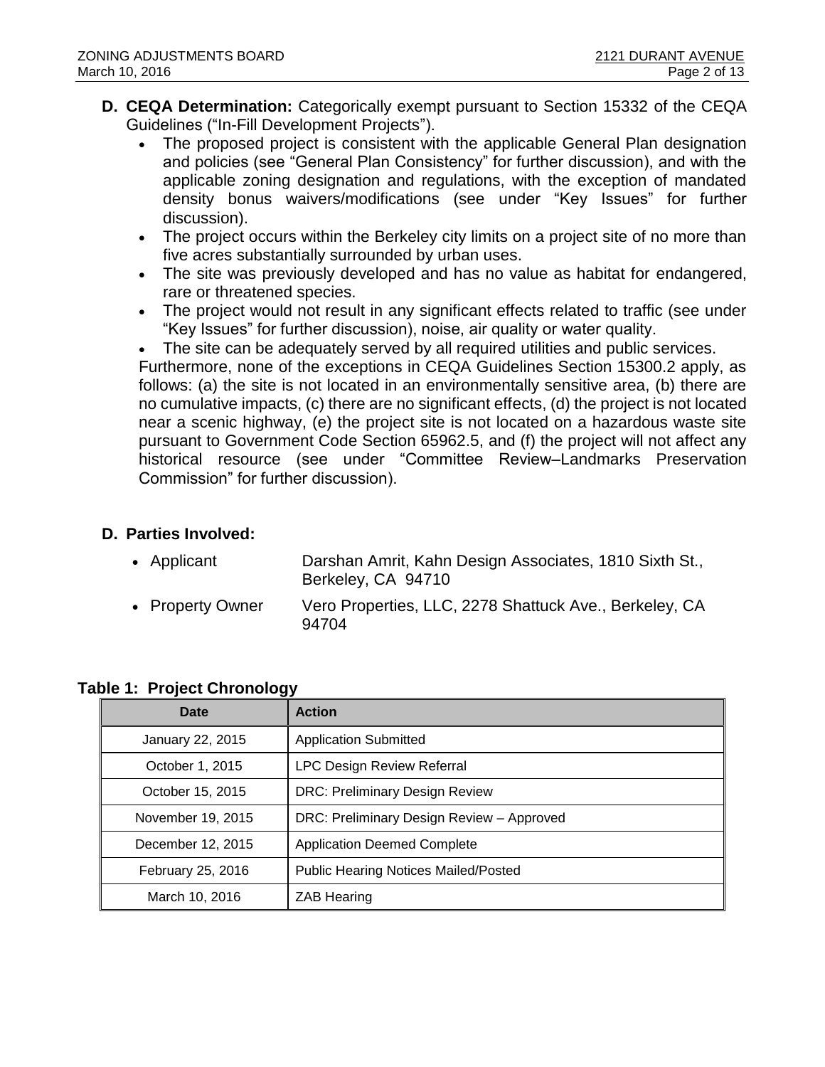**D. CEQA Determination:** Categorically exempt pursuant to Section 15332 of the CEQA Guidelines ("In-Fill Development Projects").

- The proposed project is consistent with the applicable General Plan designation and policies (see "General Plan Consistency" for further discussion), and with the applicable zoning designation and regulations, with the exception of mandated density bonus waivers/modifications (see under "Key Issues" for further discussion).
- The project occurs within the Berkeley city limits on a project site of no more than five acres substantially surrounded by urban uses.
- The site was previously developed and has no value as habitat for endangered, rare or threatened species.
- The project would not result in any significant effects related to traffic (see under "Key Issues" for further discussion), noise, air quality or water quality.
- The site can be adequately served by all required utilities and public services.

Furthermore, none of the exceptions in CEQA Guidelines Section 15300.2 apply, as follows: (a) the site is not located in an environmentally sensitive area, (b) there are no cumulative impacts, (c) there are no significant effects, (d) the project is not located near a scenic highway, (e) the project site is not located on a hazardous waste site pursuant to Government Code Section 65962.5, and (f) the project will not affect any historical resource (see under "Committee Review–Landmarks Preservation Commission" for further discussion).

**D. Parties Involved:**

- Applicant — Darshan Amrit, Kahn Design Associates, 1810 Sixth St., Berkeley, CA 94710
- Property Owner — Vero Properties, LLC, 2278 Shattuck Ave., Berkeley, CA 94704

**Table 1: Project Chronology**

| Date | Action |
|---|---|
| January 22, 2015 | Application Submitted |
| October 1, 2015 | LPC Design Review Referral |
| October 15, 2015 | DRC: Preliminary Design Review |
| November 19, 2015 | DRC: Preliminary Design Review – Approved |
| December 12, 2015 | Application Deemed Complete |
| February 25, 2016 | Public Hearing Notices Mailed/Posted |
| March 10, 2016 | ZAB Hearing |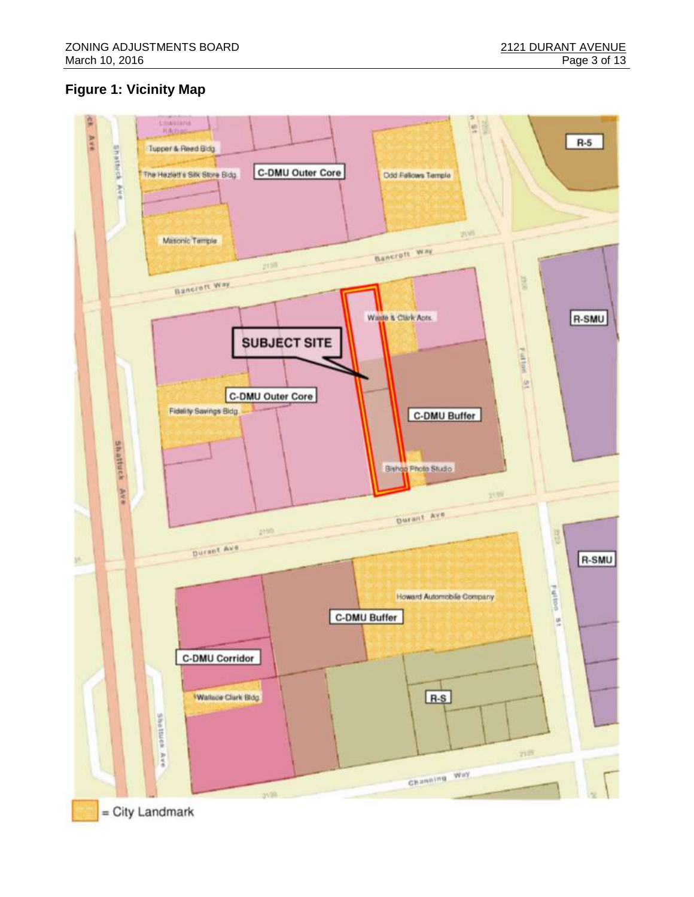## Figure 1: Vicinity Map

R-5

C-DMU Outer Core

Tupper & Reed Bldg

The Hazlett's Silk Store Bldg

Odd Fellows Temple

Masonic Temple

Bancroft Way

Waste & Clark Apts.

SUBJECT SITE

R-SMU

C-DMU Outer Core

Fidelity Savings Bldg

C-DMU Buffer

Bishop Photo Studio

Shattuck Ave

Fulton St

Durant Ave

Howard Automobile Company

C-DMU Buffer

C-DMU Corridor

R-SMU

Wallace Clark Bldg

R-S

Channing Way

= City Landmark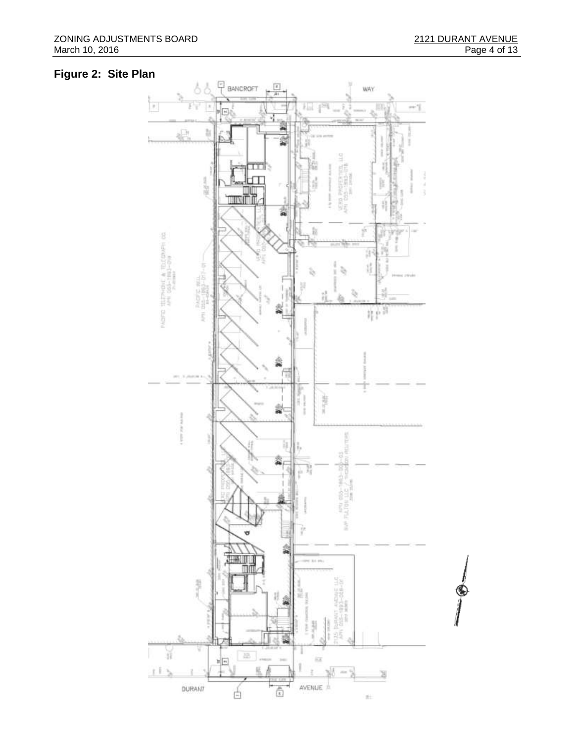## Figure 2: Site Plan

BANCROFT WAY

DURANT AVENUE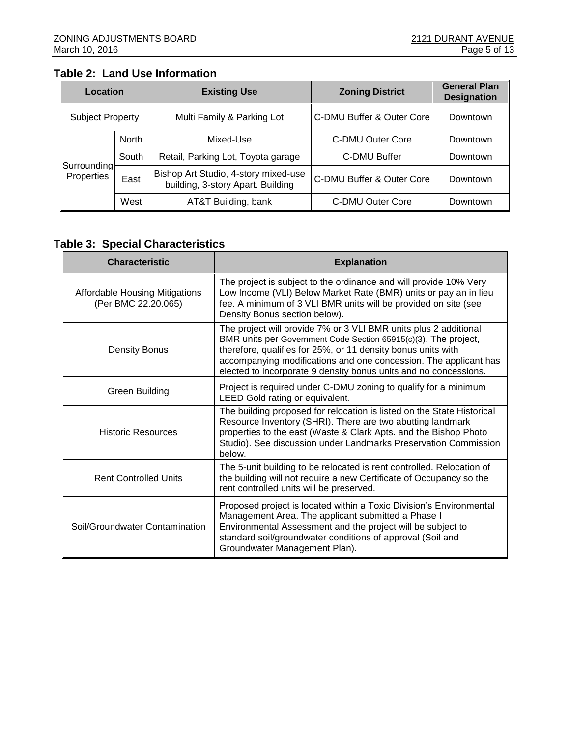## Table 2: Land Use Information

| Location | | Existing Use | Zoning District | General Plan Designation |
|---|---|---|---|---|
| Subject Property | | Multi Family & Parking Lot | C-DMU Buffer & Outer Core | Downtown |
| Surrounding Properties | North | Mixed-Use | C-DMU Outer Core | Downtown |
| | South | Retail, Parking Lot, Toyota garage | C-DMU Buffer | Downtown |
| | East | Bishop Art Studio, 4-story mixed-use building, 3-story Apart. Building | C-DMU Buffer & Outer Core | Downtown |
| | West | AT&T Building, bank | C-DMU Outer Core | Downtown |

## Table 3: Special Characteristics

| Characteristic | Explanation |
|---|---|
| Affordable Housing Mitigations (Per BMC 22.20.065) | The project is subject to the ordinance and will provide 10% Very Low Income (VLI) Below Market Rate (BMR) units or pay an in lieu fee. A minimum of 3 VLI BMR units will be provided on site (see Density Bonus section below). |
| Density Bonus | The project will provide 7% or 3 VLI BMR units plus 2 additional BMR units per Government Code Section 65915(c)(3). The project, therefore, qualifies for 25%, or 11 density bonus units with accompanying modifications and one concession. The applicant has elected to incorporate 9 density bonus units and no concessions. |
| Green Building | Project is required under C-DMU zoning to qualify for a minimum LEED Gold rating or equivalent. |
| Historic Resources | The building proposed for relocation is listed on the State Historical Resource Inventory (SHRI). There are two abutting landmark properties to the east (Waste & Clark Apts. and the Bishop Photo Studio). See discussion under Landmarks Preservation Commission below. |
| Rent Controlled Units | The 5-unit building to be relocated is rent controlled. Relocation of the building will not require a new Certificate of Occupancy so the rent controlled units will be preserved. |
| Soil/Groundwater Contamination | Proposed project is located within a Toxic Division's Environmental Management Area. The applicant submitted a Phase I Environmental Assessment and the project will be subject to standard soil/groundwater conditions of approval (Soil and Groundwater Management Plan). |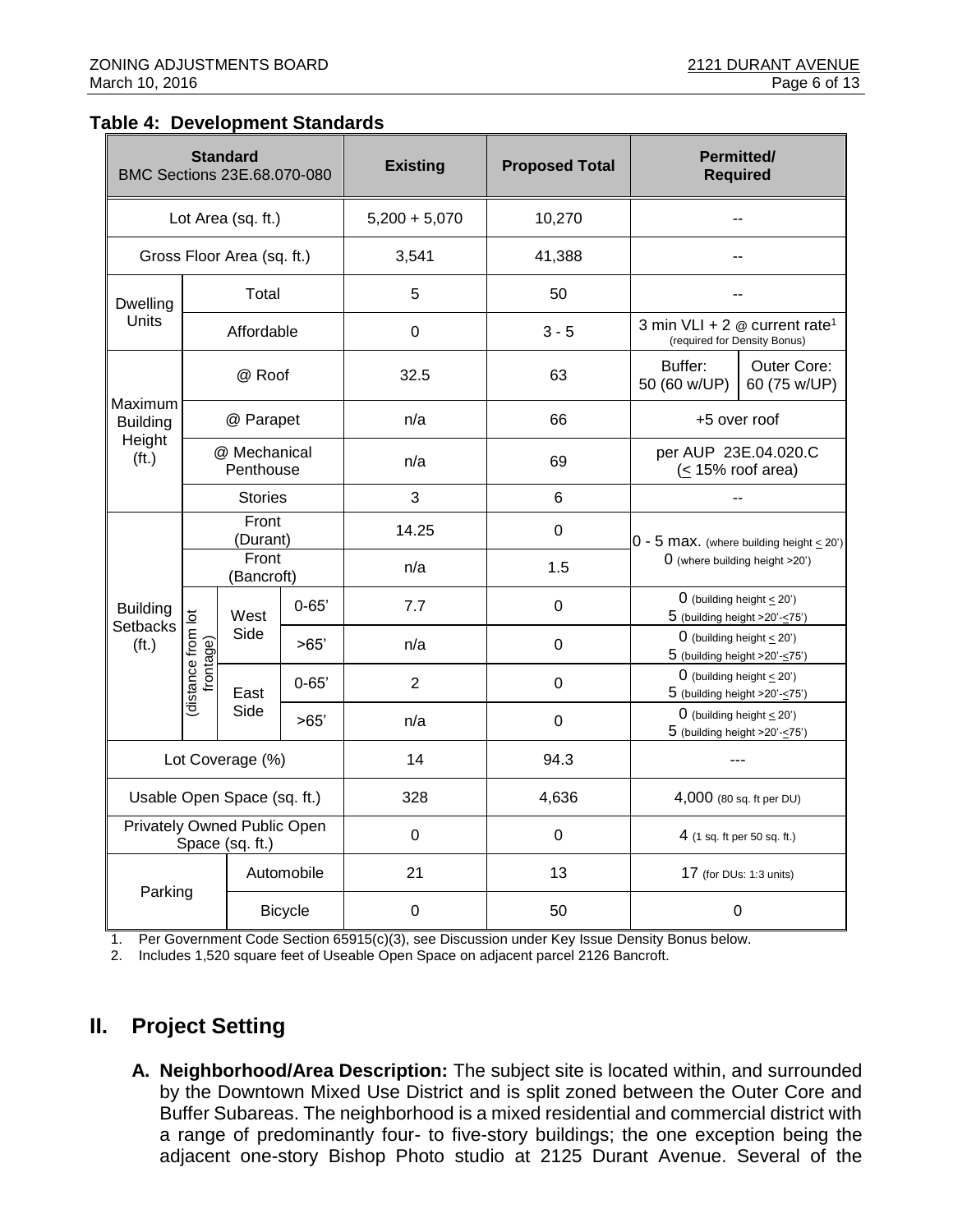**Table 4: Development Standards**

| Standard BMC Sections 23E.68.070-080 | | | Existing | Proposed Total | Permitted/ Required | |
|---|---|---|---|---|---|---|
| Lot Area (sq. ft.) | | | 5,200 + 5,070 | 10,270 | -- | |
| Gross Floor Area (sq. ft.) | | | 3,541 | 41,388 | -- | |
| Dwelling Units | Total | | 5 | 50 | -- | |
| | Affordable | | 0 | 3 - 5 | 3 min VLI + 2 @ current rate[1] (required for Density Bonus) | |
| Maximum Building Height (ft.) | @ Roof | | 32.5 | 63 | Buffer: 50 (60 w/UP) | Outer Core: 60 (75 w/UP) |
| | @ Parapet | | n/a | 66 | +5 over roof | |
| | @ Mechanical Penthouse | | n/a | 69 | per AUP 23E.04.020.C (≤ 15% roof area) | |
| | Stories | | 3 | 6 | -- | |
| Building Setbacks (ft.) | Front (Durant) | | 14.25 | 0 | 0 - 5 max. (where building height ≤ 20') 0 (where building height >20') | |
| | Front (Bancroft) | | n/a | 1.5 | | |
| | (distance from lot frontage) West Side | 0-65' | 7.7 | 0 | 0 (building height ≤ 20') 5 (building height >20'-≤75') | |
| | | >65' | n/a | 0 | 0 (building height ≤ 20') 5 (building height >20'-≤75') | |
| | East Side | 0-65' | 2 | 0 | 0 (building height ≤ 20') 5 (building height >20'-≤75') | |
| | | >65' | n/a | 0 | 0 (building height ≤ 20') 5 (building height >20'-≤75') | |
| Lot Coverage (%) | | | 14 | 94.3 | --- | |
| Usable Open Space (sq. ft.) | | | 328 | 4,636 | 4,000 (80 sq. ft per DU) | |
| Privately Owned Public Open Space (sq. ft.) | | | 0 | 0 | 4 (1 sq. ft per 50 sq. ft.) | |
| Parking | Automobile | | 21 | 13 | 17 (for DUs: 1:3 units) | |
| | Bicycle | | 0 | 50 | 0 | |

1. Per Government Code Section 65915(c)(3), see Discussion under Key Issue Density Bonus below.
2. Includes 1,520 square feet of Useable Open Space on adjacent parcel 2126 Bancroft.

## II. Project Setting

**A. Neighborhood/Area Description:** The subject site is located within, and surrounded by the Downtown Mixed Use District and is split zoned between the Outer Core and Buffer Subareas. The neighborhood is a mixed residential and commercial district with a range of predominantly four- to five-story buildings; the one exception being the adjacent one-story Bishop Photo studio at 2125 Durant Avenue. Several of the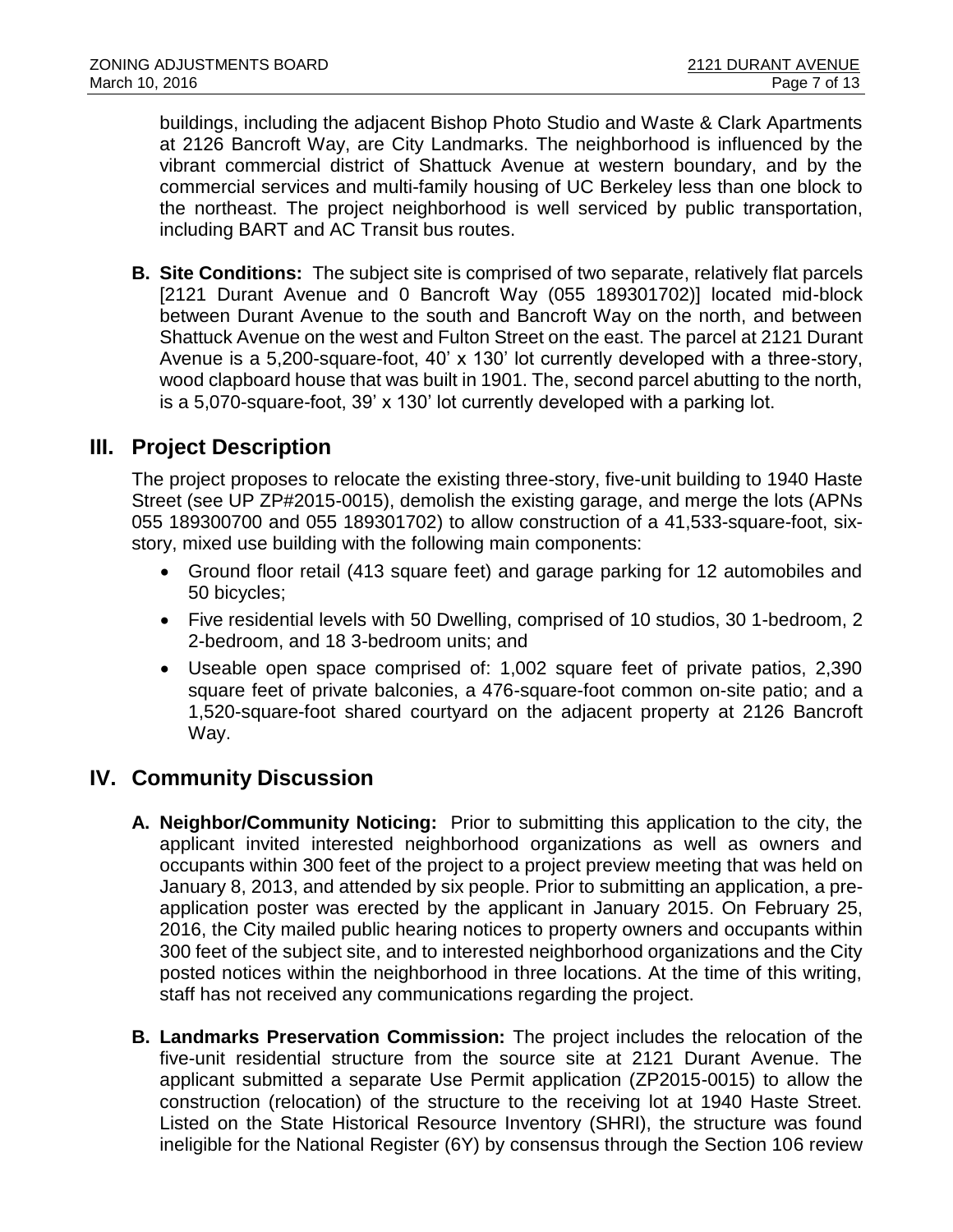buildings, including the adjacent Bishop Photo Studio and Waste & Clark Apartments at 2126 Bancroft Way, are City Landmarks. The neighborhood is influenced by the vibrant commercial district of Shattuck Avenue at western boundary, and by the commercial services and multi-family housing of UC Berkeley less than one block to the northeast. The project neighborhood is well serviced by public transportation, including BART and AC Transit bus routes.

**B. Site Conditions:** The subject site is comprised of two separate, relatively flat parcels [2121 Durant Avenue and 0 Bancroft Way (055 189301702)] located mid-block between Durant Avenue to the south and Bancroft Way on the north, and between Shattuck Avenue on the west and Fulton Street on the east. The parcel at 2121 Durant Avenue is a 5,200-square-foot, 40' x 130' lot currently developed with a three-story, wood clapboard house that was built in 1901. The, second parcel abutting to the north, is a 5,070-square-foot, 39' x 130' lot currently developed with a parking lot.

## III. Project Description

The project proposes to relocate the existing three-story, five-unit building to 1940 Haste Street (see UP ZP#2015-0015), demolish the existing garage, and merge the lots (APNs 055 189300700 and 055 189301702) to allow construction of a 41,533-square-foot, six-story, mixed use building with the following main components:

- Ground floor retail (413 square feet) and garage parking for 12 automobiles and 50 bicycles;
- Five residential levels with 50 Dwelling, comprised of 10 studios, 30 1-bedroom, 2 2-bedroom, and 18 3-bedroom units; and
- Useable open space comprised of: 1,002 square feet of private patios, 2,390 square feet of private balconies, a 476-square-foot common on-site patio; and a 1,520-square-foot shared courtyard on the adjacent property at 2126 Bancroft Way.

## IV. Community Discussion

**A. Neighbor/Community Noticing:** Prior to submitting this application to the city, the applicant invited interested neighborhood organizations as well as owners and occupants within 300 feet of the project to a project preview meeting that was held on January 8, 2013, and attended by six people. Prior to submitting an application, a pre-application poster was erected by the applicant in January 2015. On February 25, 2016, the City mailed public hearing notices to property owners and occupants within 300 feet of the subject site, and to interested neighborhood organizations and the City posted notices within the neighborhood in three locations. At the time of this writing, staff has not received any communications regarding the project.

**B. Landmarks Preservation Commission:** The project includes the relocation of the five-unit residential structure from the source site at 2121 Durant Avenue. The applicant submitted a separate Use Permit application (ZP2015-0015) to allow the construction (relocation) of the structure to the receiving lot at 1940 Haste Street. Listed on the State Historical Resource Inventory (SHRI), the structure was found ineligible for the National Register (6Y) by consensus through the Section 106 review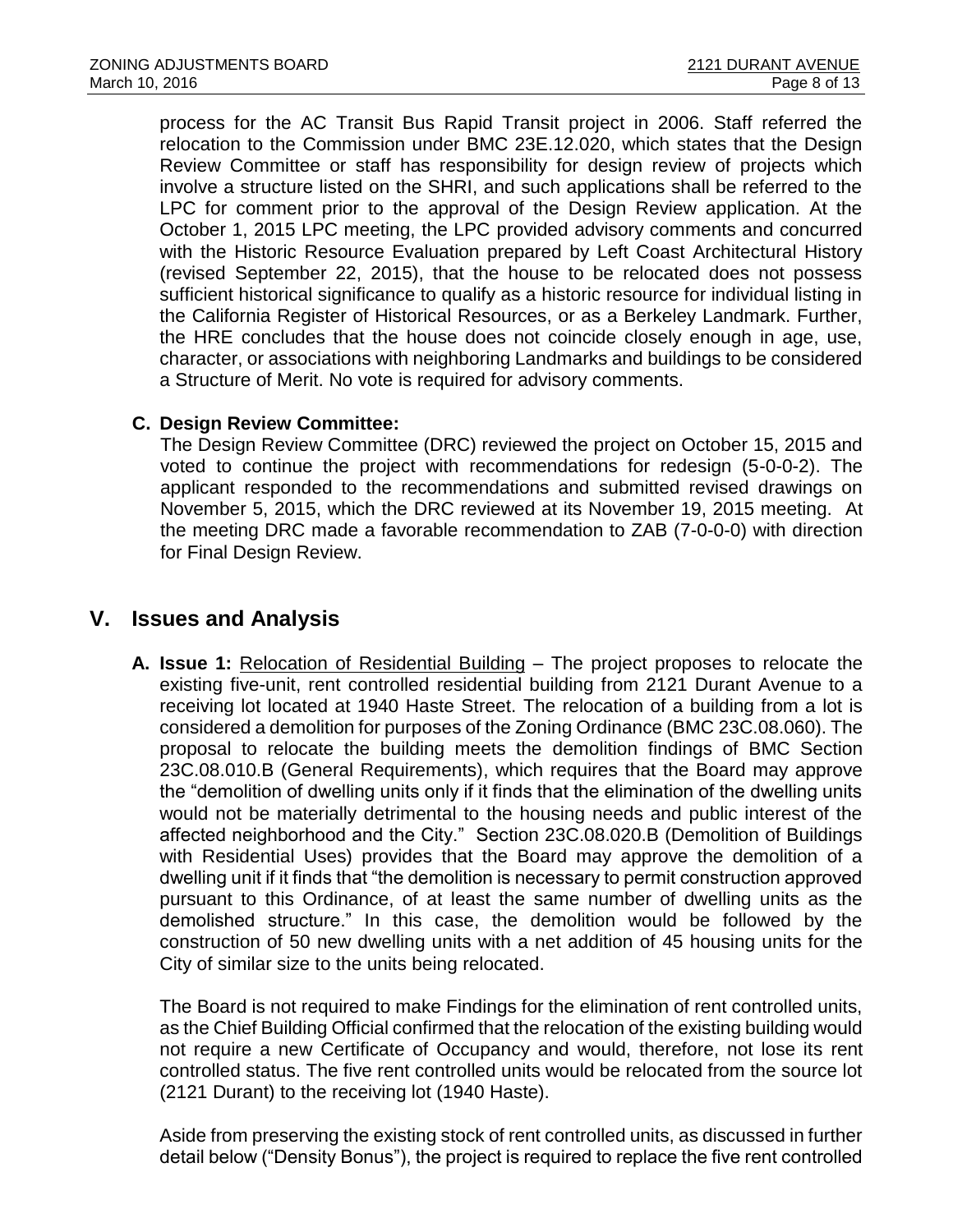process for the AC Transit Bus Rapid Transit project in 2006. Staff referred the relocation to the Commission under BMC 23E.12.020, which states that the Design Review Committee or staff has responsibility for design review of projects which involve a structure listed on the SHRI, and such applications shall be referred to the LPC for comment prior to the approval of the Design Review application. At the October 1, 2015 LPC meeting, the LPC provided advisory comments and concurred with the Historic Resource Evaluation prepared by Left Coast Architectural History (revised September 22, 2015), that the house to be relocated does not possess sufficient historical significance to qualify as a historic resource for individual listing in the California Register of Historical Resources, or as a Berkeley Landmark. Further, the HRE concludes that the house does not coincide closely enough in age, use, character, or associations with neighboring Landmarks and buildings to be considered a Structure of Merit. No vote is required for advisory comments.

**C. Design Review Committee:**

The Design Review Committee (DRC) reviewed the project on October 15, 2015 and voted to continue the project with recommendations for redesign (5-0-0-2). The applicant responded to the recommendations and submitted revised drawings on November 5, 2015, which the DRC reviewed at its November 19, 2015 meeting. At the meeting DRC made a favorable recommendation to ZAB (7-0-0-0) with direction for Final Design Review.

## V. Issues and Analysis

**A. Issue 1:** Relocation of Residential Building – The project proposes to relocate the existing five-unit, rent controlled residential building from 2121 Durant Avenue to a receiving lot located at 1940 Haste Street. The relocation of a building from a lot is considered a demolition for purposes of the Zoning Ordinance (BMC 23C.08.060). The proposal to relocate the building meets the demolition findings of BMC Section 23C.08.010.B (General Requirements), which requires that the Board may approve the "demolition of dwelling units only if it finds that the elimination of the dwelling units would not be materially detrimental to the housing needs and public interest of the affected neighborhood and the City." Section 23C.08.020.B (Demolition of Buildings with Residential Uses) provides that the Board may approve the demolition of a dwelling unit if it finds that "the demolition is necessary to permit construction approved pursuant to this Ordinance, of at least the same number of dwelling units as the demolished structure." In this case, the demolition would be followed by the construction of 50 new dwelling units with a net addition of 45 housing units for the City of similar size to the units being relocated.

The Board is not required to make Findings for the elimination of rent controlled units, as the Chief Building Official confirmed that the relocation of the existing building would not require a new Certificate of Occupancy and would, therefore, not lose its rent controlled status. The five rent controlled units would be relocated from the source lot (2121 Durant) to the receiving lot (1940 Haste).

Aside from preserving the existing stock of rent controlled units, as discussed in further detail below ("Density Bonus"), the project is required to replace the five rent controlled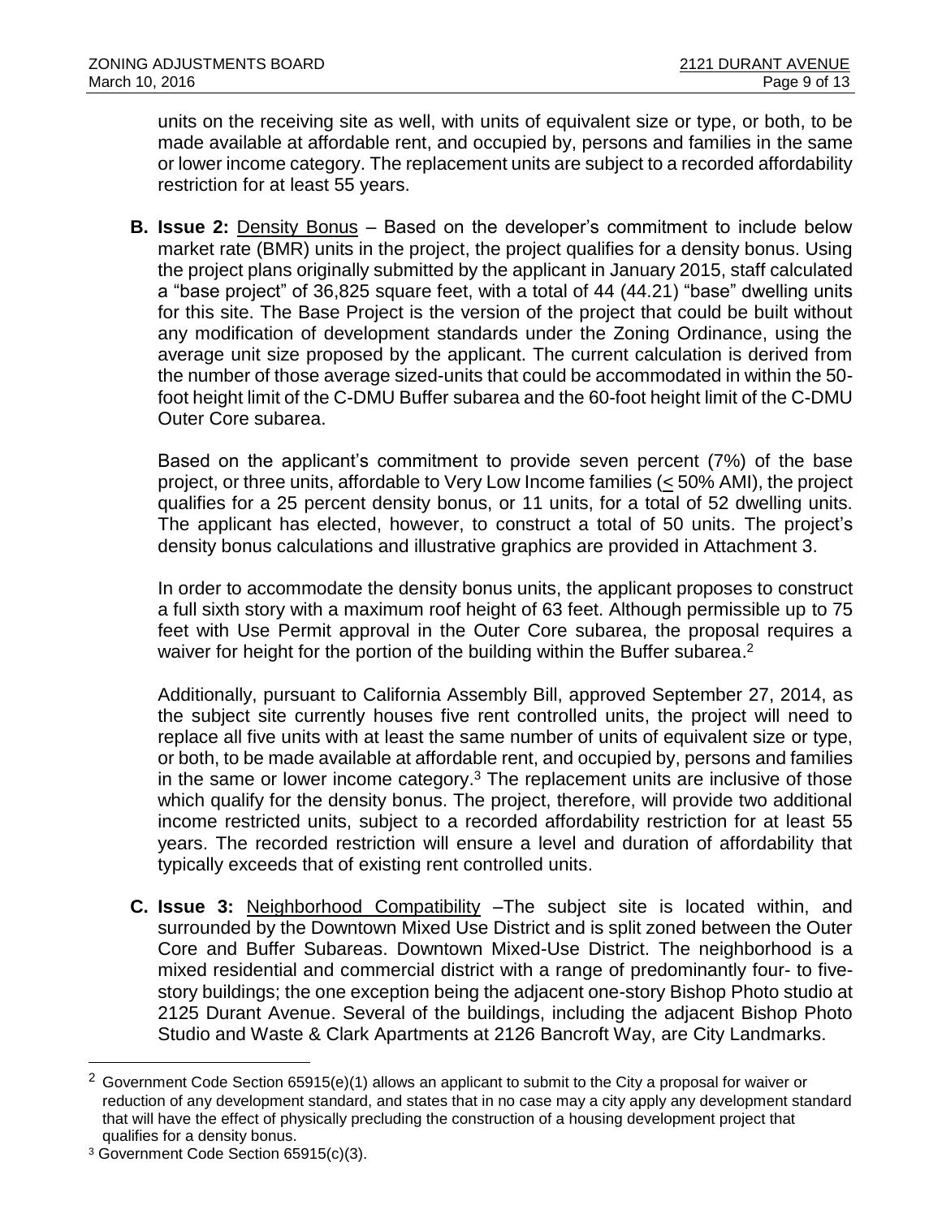units on the receiving site as well, with units of equivalent size or type, or both, to be made available at affordable rent, and occupied by, persons and families in the same or lower income category. The replacement units are subject to a recorded affordability restriction for at least 55 years.

**B. Issue 2:** Density Bonus – Based on the developer's commitment to include below market rate (BMR) units in the project, the project qualifies for a density bonus. Using the project plans originally submitted by the applicant in January 2015, staff calculated a "base project" of 36,825 square feet, with a total of 44 (44.21) "base" dwelling units for this site. The Base Project is the version of the project that could be built without any modification of development standards under the Zoning Ordinance, using the average unit size proposed by the applicant. The current calculation is derived from the number of those average sized-units that could be accommodated in within the 50-foot height limit of the C-DMU Buffer subarea and the 60-foot height limit of the C-DMU Outer Core subarea.

Based on the applicant's commitment to provide seven percent (7%) of the base project, or three units, affordable to Very Low Income families (≤ 50% AMI), the project qualifies for a 25 percent density bonus, or 11 units, for a total of 52 dwelling units. The applicant has elected, however, to construct a total of 50 units. The project's density bonus calculations and illustrative graphics are provided in Attachment 3.

In order to accommodate the density bonus units, the applicant proposes to construct a full sixth story with a maximum roof height of 63 feet. Although permissible up to 75 feet with Use Permit approval in the Outer Core subarea, the proposal requires a waiver for height for the portion of the building within the Buffer subarea.[2]

Additionally, pursuant to California Assembly Bill, approved September 27, 2014, as the subject site currently houses five rent controlled units, the project will need to replace all five units with at least the same number of units of equivalent size or type, or both, to be made available at affordable rent, and occupied by, persons and families in the same or lower income category.[3] The replacement units are inclusive of those which qualify for the density bonus. The project, therefore, will provide two additional income restricted units, subject to a recorded affordability restriction for at least 55 years. The recorded restriction will ensure a level and duration of affordability that typically exceeds that of existing rent controlled units.

**C. Issue 3:** Neighborhood Compatibility –The subject site is located within, and surrounded by the Downtown Mixed Use District and is split zoned between the Outer Core and Buffer Subareas. Downtown Mixed-Use District. The neighborhood is a mixed residential and commercial district with a range of predominantly four- to five-story buildings; the one exception being the adjacent one-story Bishop Photo studio at 2125 Durant Avenue. Several of the buildings, including the adjacent Bishop Photo Studio and Waste & Clark Apartments at 2126 Bancroft Way, are City Landmarks.

---

[2] Government Code Section 65915(e)(1) allows an applicant to submit to the City a proposal for waiver or reduction of any development standard, and states that in no case may a city apply any development standard that will have the effect of physically precluding the construction of a housing development project that qualifies for a density bonus.

[3] Government Code Section 65915(c)(3).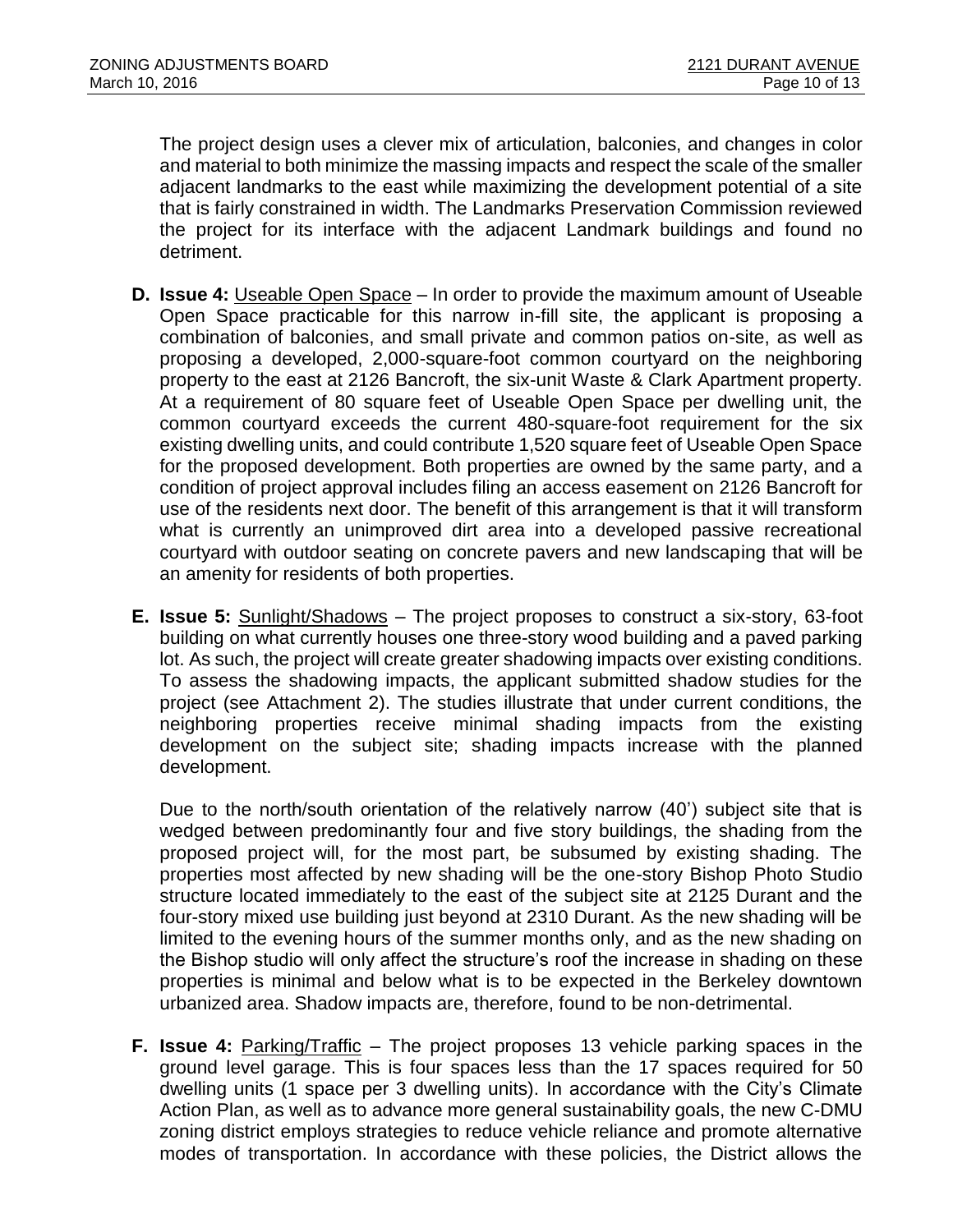The project design uses a clever mix of articulation, balconies, and changes in color and material to both minimize the massing impacts and respect the scale of the smaller adjacent landmarks to the east while maximizing the development potential of a site that is fairly constrained in width. The Landmarks Preservation Commission reviewed the project for its interface with the adjacent Landmark buildings and found no detriment.

**D. Issue 4:** Useable Open Space – In order to provide the maximum amount of Useable Open Space practicable for this narrow in-fill site, the applicant is proposing a combination of balconies, and small private and common patios on-site, as well as proposing a developed, 2,000-square-foot common courtyard on the neighboring property to the east at 2126 Bancroft, the six-unit Waste & Clark Apartment property. At a requirement of 80 square feet of Useable Open Space per dwelling unit, the common courtyard exceeds the current 480-square-foot requirement for the six existing dwelling units, and could contribute 1,520 square feet of Useable Open Space for the proposed development. Both properties are owned by the same party, and a condition of project approval includes filing an access easement on 2126 Bancroft for use of the residents next door. The benefit of this arrangement is that it will transform what is currently an unimproved dirt area into a developed passive recreational courtyard with outdoor seating on concrete pavers and new landscaping that will be an amenity for residents of both properties.

**E. Issue 5:** Sunlight/Shadows – The project proposes to construct a six-story, 63-foot building on what currently houses one three-story wood building and a paved parking lot. As such, the project will create greater shadowing impacts over existing conditions. To assess the shadowing impacts, the applicant submitted shadow studies for the project (see Attachment 2). The studies illustrate that under current conditions, the neighboring properties receive minimal shading impacts from the existing development on the subject site; shading impacts increase with the planned development.

Due to the north/south orientation of the relatively narrow (40') subject site that is wedged between predominantly four and five story buildings, the shading from the proposed project will, for the most part, be subsumed by existing shading. The properties most affected by new shading will be the one-story Bishop Photo Studio structure located immediately to the east of the subject site at 2125 Durant and the four-story mixed use building just beyond at 2310 Durant. As the new shading will be limited to the evening hours of the summer months only, and as the new shading on the Bishop studio will only affect the structure's roof the increase in shading on these properties is minimal and below what is to be expected in the Berkeley downtown urbanized area. Shadow impacts are, therefore, found to be non-detrimental.

**F. Issue 4:** Parking/Traffic – The project proposes 13 vehicle parking spaces in the ground level garage. This is four spaces less than the 17 spaces required for 50 dwelling units (1 space per 3 dwelling units). In accordance with the City's Climate Action Plan, as well as to advance more general sustainability goals, the new C-DMU zoning district employs strategies to reduce vehicle reliance and promote alternative modes of transportation. In accordance with these policies, the District allows the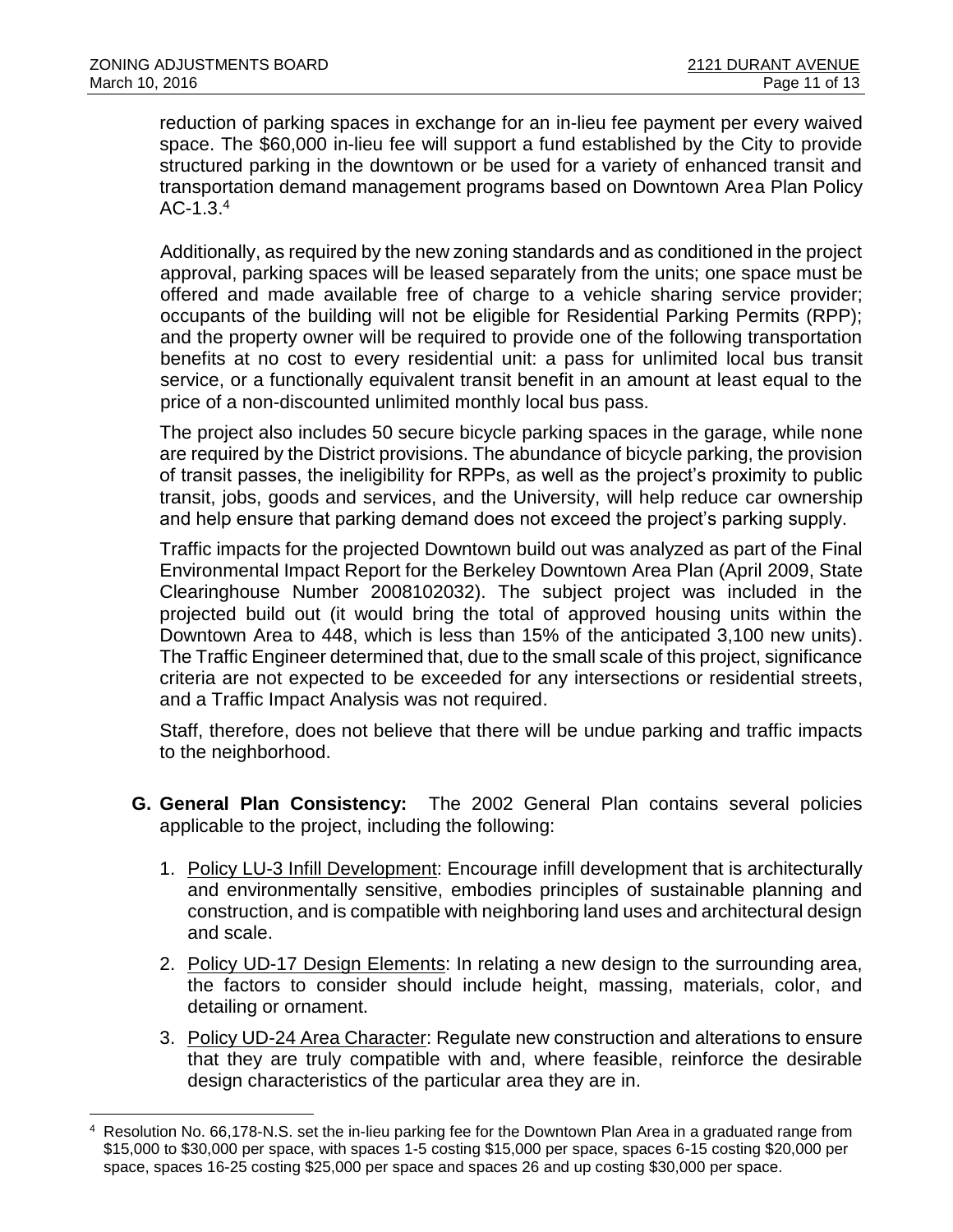reduction of parking spaces in exchange for an in-lieu fee payment per every waived space. The $60,000 in-lieu fee will support a fund established by the City to provide structured parking in the downtown or be used for a variety of enhanced transit and transportation demand management programs based on Downtown Area Plan Policy AC-1.3.[4]

Additionally, as required by the new zoning standards and as conditioned in the project approval, parking spaces will be leased separately from the units; one space must be offered and made available free of charge to a vehicle sharing service provider; occupants of the building will not be eligible for Residential Parking Permits (RPP); and the property owner will be required to provide one of the following transportation benefits at no cost to every residential unit: a pass for unlimited local bus transit service, or a functionally equivalent transit benefit in an amount at least equal to the price of a non-discounted unlimited monthly local bus pass.

The project also includes 50 secure bicycle parking spaces in the garage, while none are required by the District provisions. The abundance of bicycle parking, the provision of transit passes, the ineligibility for RPPs, as well as the project's proximity to public transit, jobs, goods and services, and the University, will help reduce car ownership and help ensure that parking demand does not exceed the project's parking supply.

Traffic impacts for the projected Downtown build out was analyzed as part of the Final Environmental Impact Report for the Berkeley Downtown Area Plan (April 2009, State Clearinghouse Number 2008102032). The subject project was included in the projected build out (it would bring the total of approved housing units within the Downtown Area to 448, which is less than 15% of the anticipated 3,100 new units). The Traffic Engineer determined that, due to the small scale of this project, significance criteria are not expected to be exceeded for any intersections or residential streets, and a Traffic Impact Analysis was not required.

Staff, therefore, does not believe that there will be undue parking and traffic impacts to the neighborhood.

**G. General Plan Consistency:** The 2002 General Plan contains several policies applicable to the project, including the following:

1. Policy LU-3 Infill Development: Encourage infill development that is architecturally and environmentally sensitive, embodies principles of sustainable planning and construction, and is compatible with neighboring land uses and architectural design and scale.
2. Policy UD-17 Design Elements: In relating a new design to the surrounding area, the factors to consider should include height, massing, materials, color, and detailing or ornament.
3. Policy UD-24 Area Character: Regulate new construction and alterations to ensure that they are truly compatible with and, where feasible, reinforce the desirable design characteristics of the particular area they are in.

[4] Resolution No. 66,178-N.S. set the in-lieu parking fee for the Downtown Plan Area in a graduated range from $15,000 to $30,000 per space, with spaces 1-5 costing $15,000 per space, spaces 6-15 costing $20,000 per space, spaces 16-25 costing $25,000 per space and spaces 26 and up costing $30,000 per space.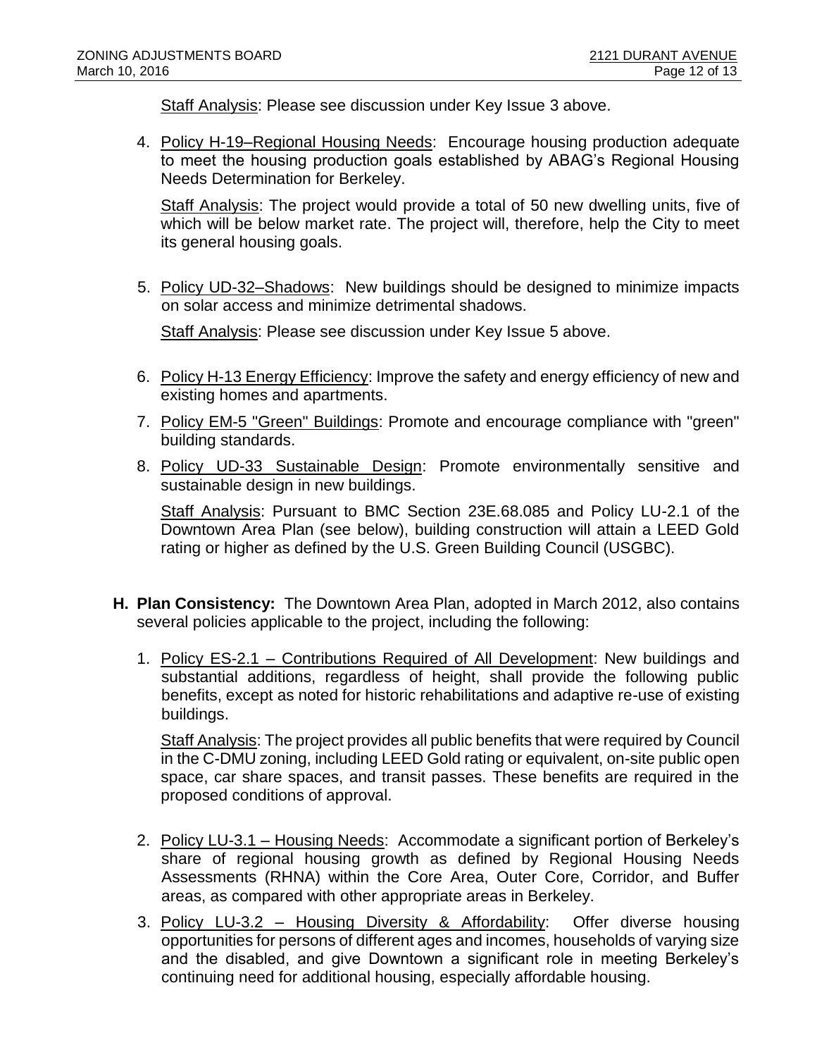Staff Analysis: Please see discussion under Key Issue 3 above.

4. Policy H-19–Regional Housing Needs: Encourage housing production adequate to meet the housing production goals established by ABAG's Regional Housing Needs Determination for Berkeley.

   Staff Analysis: The project would provide a total of 50 new dwelling units, five of which will be below market rate. The project will, therefore, help the City to meet its general housing goals.

5. Policy UD-32–Shadows: New buildings should be designed to minimize impacts on solar access and minimize detrimental shadows.

   Staff Analysis: Please see discussion under Key Issue 5 above.

6. Policy H-13 Energy Efficiency: Improve the safety and energy efficiency of new and existing homes and apartments.
7. Policy EM-5 "Green" Buildings: Promote and encourage compliance with "green" building standards.
8. Policy UD-33 Sustainable Design: Promote environmentally sensitive and sustainable design in new buildings.

   Staff Analysis: Pursuant to BMC Section 23E.68.085 and Policy LU-2.1 of the Downtown Area Plan (see below), building construction will attain a LEED Gold rating or higher as defined by the U.S. Green Building Council (USGBC).

**H. Plan Consistency:** The Downtown Area Plan, adopted in March 2012, also contains several policies applicable to the project, including the following:

1. Policy ES-2.1 – Contributions Required of All Development: New buildings and substantial additions, regardless of height, shall provide the following public benefits, except as noted for historic rehabilitations and adaptive re-use of existing buildings.

   Staff Analysis: The project provides all public benefits that were required by Council in the C-DMU zoning, including LEED Gold rating or equivalent, on-site public open space, car share spaces, and transit passes. These benefits are required in the proposed conditions of approval.

2. Policy LU-3.1 – Housing Needs: Accommodate a significant portion of Berkeley's share of regional housing growth as defined by Regional Housing Needs Assessments (RHNA) within the Core Area, Outer Core, Corridor, and Buffer areas, as compared with other appropriate areas in Berkeley.
3. Policy LU-3.2 – Housing Diversity & Affordability: Offer diverse housing opportunities for persons of different ages and incomes, households of varying size and the disabled, and give Downtown a significant role in meeting Berkeley's continuing need for additional housing, especially affordable housing.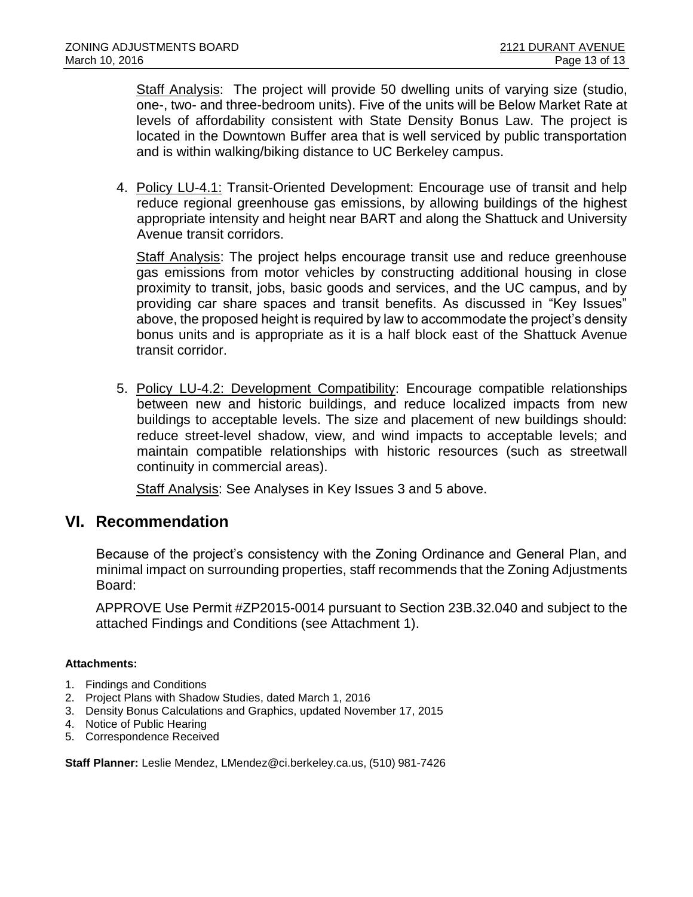Staff Analysis: The project will provide 50 dwelling units of varying size (studio, one-, two- and three-bedroom units). Five of the units will be Below Market Rate at levels of affordability consistent with State Density Bonus Law. The project is located in the Downtown Buffer area that is well serviced by public transportation and is within walking/biking distance to UC Berkeley campus.

4. Policy LU-4.1: Transit-Oriented Development: Encourage use of transit and help reduce regional greenhouse gas emissions, by allowing buildings of the highest appropriate intensity and height near BART and along the Shattuck and University Avenue transit corridors.

   Staff Analysis: The project helps encourage transit use and reduce greenhouse gas emissions from motor vehicles by constructing additional housing in close proximity to transit, jobs, basic goods and services, and the UC campus, and by providing car share spaces and transit benefits. As discussed in "Key Issues" above, the proposed height is required by law to accommodate the project's density bonus units and is appropriate as it is a half block east of the Shattuck Avenue transit corridor.

5. Policy LU-4.2: Development Compatibility: Encourage compatible relationships between new and historic buildings, and reduce localized impacts from new buildings to acceptable levels. The size and placement of new buildings should: reduce street-level shadow, view, and wind impacts to acceptable levels; and maintain compatible relationships with historic resources (such as streetwall continuity in commercial areas).

   Staff Analysis: See Analyses in Key Issues 3 and 5 above.

## VI. Recommendation

Because of the project's consistency with the Zoning Ordinance and General Plan, and minimal impact on surrounding properties, staff recommends that the Zoning Adjustments Board:

APPROVE Use Permit #ZP2015-0014 pursuant to Section 23B.32.040 and subject to the attached Findings and Conditions (see Attachment 1).

**Attachments:**

1. Findings and Conditions
2. Project Plans with Shadow Studies, dated March 1, 2016
3. Density Bonus Calculations and Graphics, updated November 17, 2015
4. Notice of Public Hearing
5. Correspondence Received

**Staff Planner:** Leslie Mendez, LMendez@ci.berkeley.ca.us, (510) 981-7426